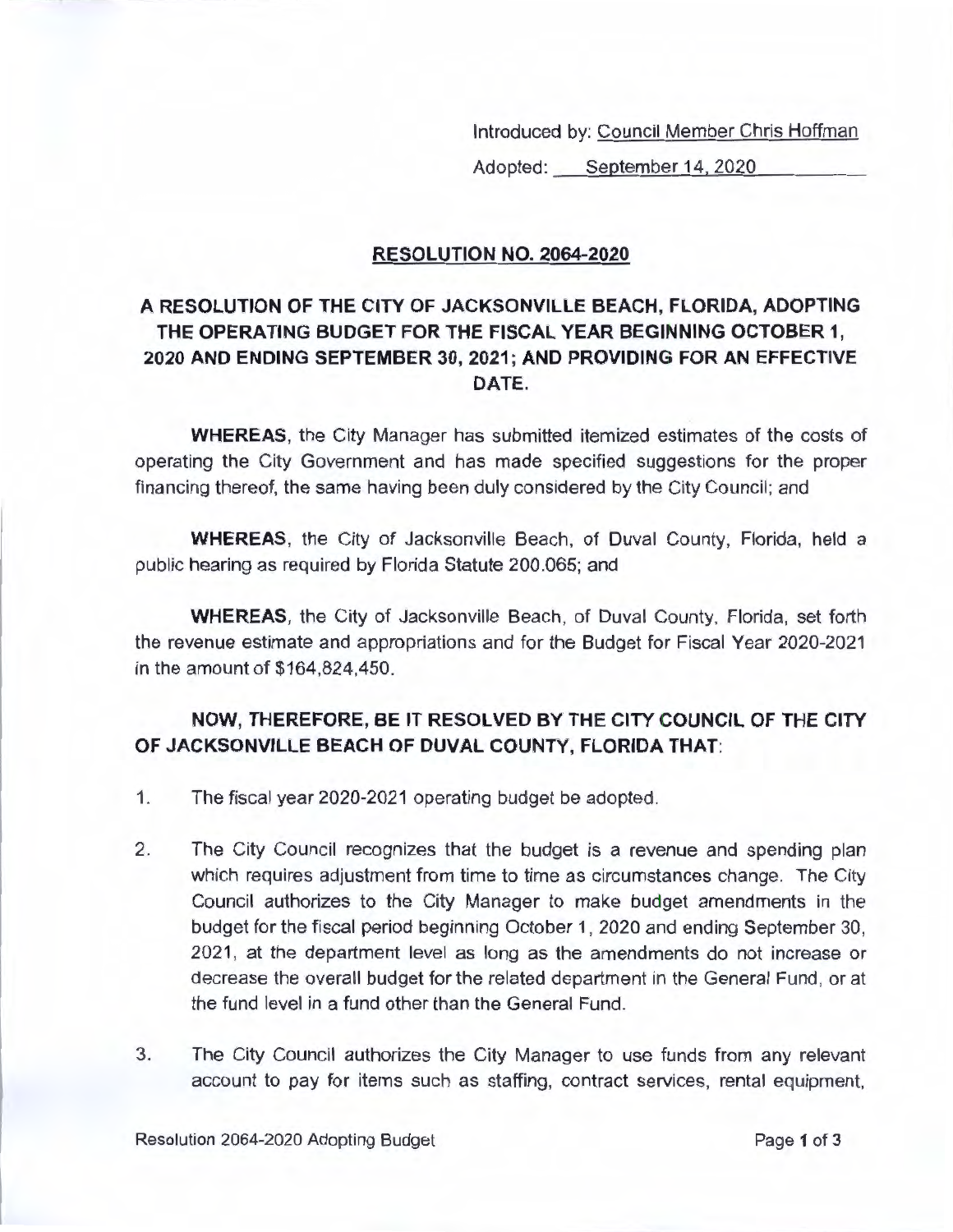Introduced by: Council Member Chris Hoffman

Adopted: September 14, 2020

## RESOLUTION NO. 2064-2020

## A RESOLUTION OF THE CITY OF JACKSONVILLE BEACH, FLORIDA, ADOPTING THE OPERATING BUDGET FOR THE FISCAL YEAR BEGINNING OCTOBER 1, 2020 AND ENDING SEPTEMBER 30, 2021; AND PROVIDING FOR AN EFFECTIVE DATE.

**WHEREAS**, the City Manager has submitted itemized estimates of the costs of operating the City Government and has made specified suggestions for the proper financing thereof, the same having been duly considered by the City Council; and

**WHEREAS**, the City of Jacksonville Beach, of Duval County, Florida, held a public hearing as required by Florida Statute 200.065; and

**WHEREAS**, the City of Jacksonville Beach, of Duval County, Florida, set forth the revenue estimate and appropriations and for the Budget for Fiscal Year 2020-2021 in the amount of $164,824,450.

**NOW, THEREFORE, BE IT RESOLVED BY THE CITY COUNCIL OF THE CITY OF JACKSONVILLE BEACH OF DUVAL COUNTY, FLORIDA THAT:**

1. The fiscal year 2020-2021 operating budget be adopted.

2. The City Council recognizes that the budget is a revenue and spending plan which requires adjustment from time to time as circumstances change. The City Council authorizes to the City Manager to make budget amendments in the budget for the fiscal period beginning October 1, 2020 and ending September 30, 2021, at the department level as long as the amendments do not increase or decrease the overall budget for the related department in the General Fund, or at the fund level in a fund other than the General Fund.

3. The City Council authorizes the City Manager to use funds from any relevant account to pay for items such as staffing, contract services, rental equipment,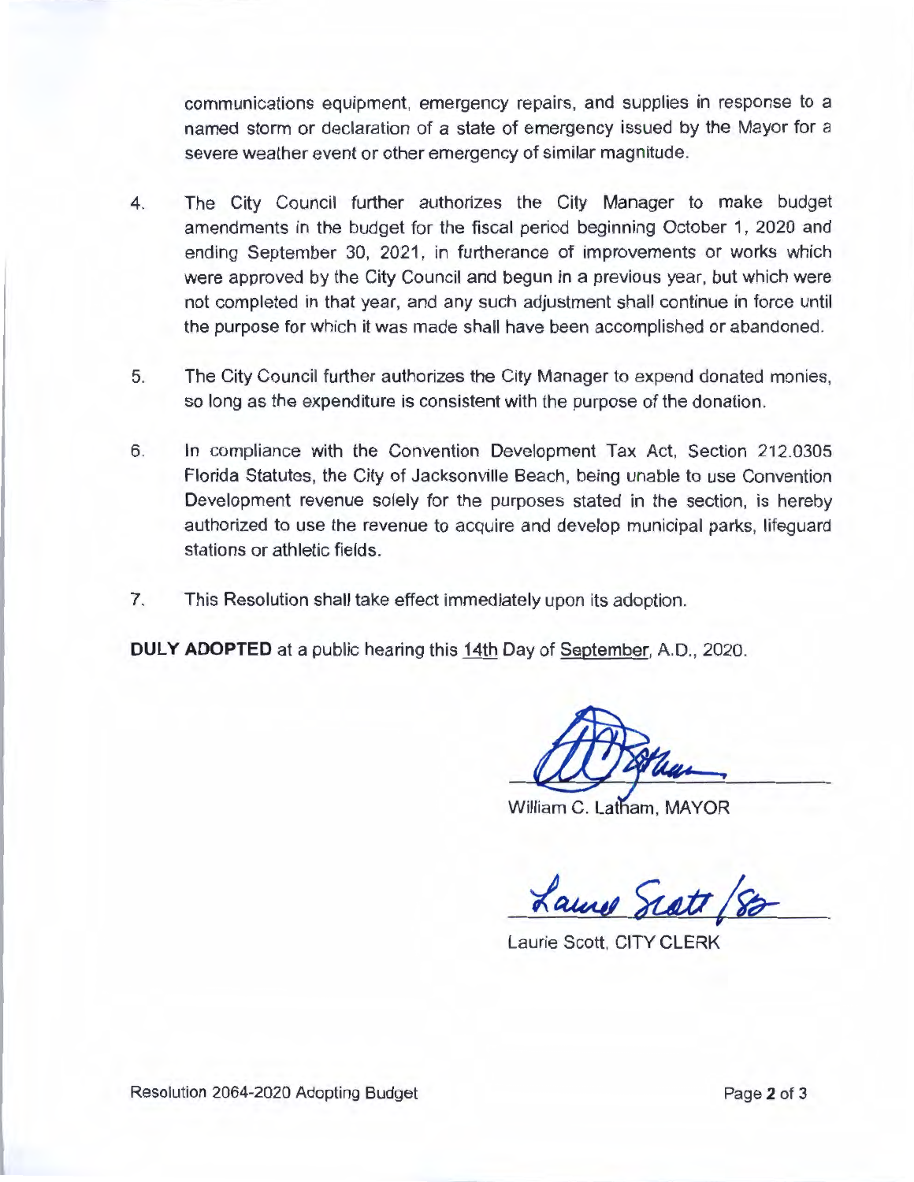communications equipment, emergency repairs, and supplies in response to a named storm or declaration of a state of emergency issued by the Mayor for a severe weather event or other emergency of similar magnitude.

4. The City Council further authorizes the City Manager to make budget amendments in the budget for the fiscal period beginning October 1, 2020 and ending September 30, 2021, in furtherance of improvements or works which were approved by the City Council and begun in a previous year, but which were not completed in that year, and any such adjustment shall continue in force until the purpose for which it was made shall have been accomplished or abandoned.

5. The City Council further authorizes the City Manager to expend donated monies, so long as the expenditure is consistent with the purpose of the donation.

6. In compliance with the Convention Development Tax Act, Section 212.0305 Florida Statutes, the City of Jacksonville Beach, being unable to use Convention Development revenue solely for the purposes stated in the section, is hereby authorized to use the revenue to acquire and develop municipal parks, lifeguard stations or athletic fields.

7. This Resolution shall take effect immediately upon its adoption.

**DULY ADOPTED** at a public hearing this 14th Day of September, A.D., 2020.

William C. Latham, MAYOR

Laurie Scott, CITY CLERK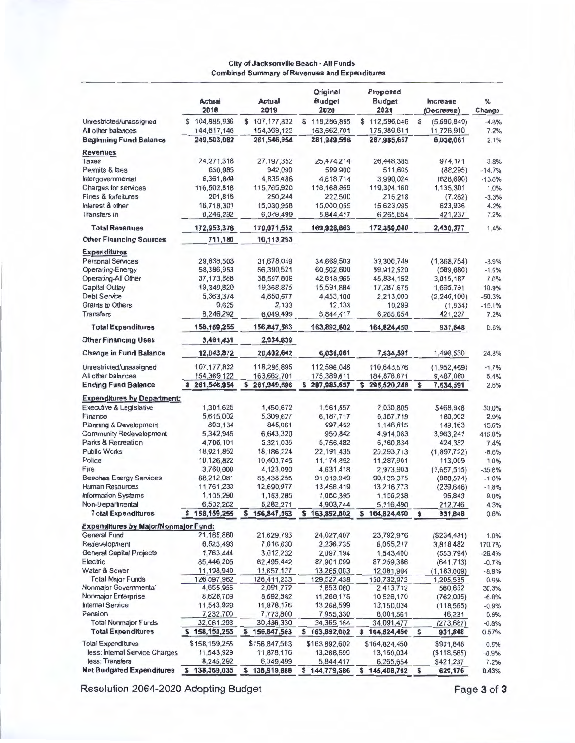**City of Jacksonville Beach - All Funds**
**Combined Summary of Revenues and Expenditures**

| | Actual 2018 | Actual 2019 | Original Budget 2020 | Proposed Budget 2021 | Increase (Decrease) | % Change |
|---|---|---|---|---|---|---|
| Unrestricted/unassigned | $ 104,885,936 | $ 107,177,832 | $ 118,286,895 | $ 112,596,046 | $ (5,690,849) | -4.8% |
| All other balances | 144,617,146 | 154,369,122 | 163,662,701 | 175,389,611 | 11,726,910 | 7.2% |
| **Beginning Fund Balance** | **249,503,082** | **261,546,954** | **281,949,596** | **287,985,657** | **6,036,061** | 2.1% |
| **Revenues** | | | | | | |
| Taxes | 24,271,318 | 27,197,352 | 25,474,214 | 26,448,385 | 974,171 | 3.8% |
| Permits & fees | 650,985 | 942,090 | 599,900 | 511,605 | (88,295) | -14.7% |
| Intergovernmental | 6,361,849 | 4,835,488 | 4,618,714 | 3,990,024 | (628,690) | -13.6% |
| Charges for services | 116,502,818 | 115,765,920 | 118,168,859 | 119,304,160 | 1,135,301 | 1.0% |
| Fines & forfeitures | 201,815 | 250,244 | 222,500 | 215,218 | (7,282) | -3.3% |
| Interest & other | 16,718,301 | 15,030,958 | 15,000,059 | 15,623,995 | 623,936 | 4.2% |
| Transfers in | 8,246,292 | 6,049,499 | 5,844,417 | 6,265,654 | 421,237 | 7.2% |
| **Total Revenues** | **172,953,378** | **170,071,552** | **169,928,663** | **172,359,040** | **2,430,377** | 1.4% |
| **Other Financing Sources** | **711,180** | **10,113,293** | | | | |
| **Expenditures** | | | | | | |
| Personal Services | 29,638,503 | 31,678,049 | 34,669,503 | 33,300,749 | (1,368,754) | -3.9% |
| Operating-Energy | 58,386,953 | 56,390,521 | 60,502,600 | 59,912,920 | (589,680) | -1.0% |
| Operating-All Other | 37,173,668 | 38,507,809 | 42,818,965 | 45,834,152 | 3,015,187 | 7.0% |
| Capital Outlay | 19,340,820 | 19,368,875 | 15,591,884 | 17,287,675 | 1,695,791 | 10.9% |
| Debt Service | 5,363,374 | 4,850,677 | 4,453,100 | 2,213,000 | (2,240,100) | -50.3% |
| Grants to Others | 9,625 | 2,133 | 12,133 | 10,299 | (1,834) | -15.1% |
| Transfers | 8,246,292 | 6,049,499 | 5,844,417 | 6,265,654 | 421,237 | 7.2% |
| **Total Expenditures** | **158,159,255** | **156,847,563** | **163,892,602** | **164,824,450** | **931,848** | 0.6% |
| **Other Financing Uses** | **3,461,431** | **2,934,639** | | | | |
| **Change in Fund Balance** | **12,043,872** | **20,402,642** | 6,036,061 | 7,534,591 | 1,498,530 | 24.8% |
| Unrestricted/unassigned | 107,177,832 | 118,286,895 | 112,596,046 | 110,643,576 | (1,952,469) | -1.7% |
| All other balances | 154,369,122 | 163,662,701 | 175,389,611 | 184,876,671 | 9,487,060 | 5.4% |
| **Ending Fund Balance** | **$ 261,546,954** | **$ 281,949,596** | **$ 287,985,657** | **$ 295,520,248** | **$ 7,534,591** | 2.6% |
| **Expenditures by Department:** | | | | | | |
| Executive & Legislative | 1,301,625 | 1,450,672 | 1,561,857 | 2,030,805 | $468,948 | 30.0% |
| Finance | 5,615,002 | 5,309,627 | 6,187,717 | 6,367,719 | 180,002 | 2.9% |
| Planning & Development | 803,134 | 845,061 | 997,452 | 1,146,615 | 149,163 | 15.0% |
| Community Redevelopment | 5,342,945 | 6,643,320 | 950,842 | 4,914,083 | 3,963,241 | 416.8% |
| Parks & Recreation | 4,706,101 | 5,321,036 | 5,756,482 | 6,180,834 | 424,352 | 7.4% |
| Public Works | 18,921,852 | 18,186,224 | 22,191,435 | 20,293,713 | (1,897,722) | -8.6% |
| Police | 10,126,822 | 10,403,746 | 11,174,892 | 11,287,901 | 113,009 | 1.0% |
| Fire | 3,760,909 | 4,123,090 | 4,631,418 | 2,973,903 | (1,657,515) | -35.8% |
| Beaches Energy Services | 88,212,081 | 85,438,255 | 91,019,949 | 90,139,375 | (880,574) | -1.0% |
| Human Resources | 11,761,233 | 12,690,977 | 13,456,419 | 13,216,773 | (239,646) | -1.8% |
| Information Systems | 1,105,290 | 1,153,285 | 1,060,395 | 1,156,238 | 95,843 | 9.0% |
| Non-Departmental | 6,502,262 | 5,282,271 | 4,903,744 | 5,116,490 | 212,746 | 4.3% |
| **Total Expenditures** | **$ 158,159,255** | **$ 156,847,563** | **$ 163,892,602** | **$ 164,824,450** | **$ 931,848** | 0.6% |
| **Expenditures by Major/Nonmajor Fund:** | | | | | | |
| General Fund | 21,165,880 | 21,629,793 | 24,027,407 | 23,792,976 | ($234,431) | -1.0% |
| Redevelopment | 6,523,493 | 7,616,630 | 2,236,735 | 6,055,217 | 3,818,482 | 170.7% |
| General Capital Projects | 1,763,444 | 3,012,232 | 2,097,194 | 1,543,400 | (553,794) | -26.4% |
| Electric | 85,446,205 | 82,495,442 | 87,901,099 | 87,259,386 | (641,713) | -0.7% |
| Water & Sewer | 11,198,940 | 11,657,137 | 13,265,003 | 12,081,994 | (1,183,009) | -8.9% |
| Total Major Funds | 126,097,962 | 126,411,233 | 129,527,438 | 130,732,973 | 1,205,535 | 0.9% |
| Nonmajor Governmental | 4,655,956 | 2,091,772 | 1,853,060 | 2,413,712 | 560,652 | 30.3% |
| Nonmajor Enterprise | 8,628,709 | 8,692,582 | 11,288,175 | 10,526,170 | (762,005) | -6.8% |
| Internal Service | 11,543,929 | 11,878,176 | 13,268,599 | 13,150,034 | (118,565) | -0.9% |
| Pension | 7,232,700 | 7,773,800 | 7,955,330 | 8,001,561 | 46,231 | 0.6% |
| Total Nonmajor Funds | 32,061,293 | 30,436,330 | 34,365,164 | 34,091,477 | (273,687) | -0.8% |
| **Total Expenditures** | **$ 158,159,255** | **$ 156,847,563** | **$ 163,892,602** | **$ 164,824,450** | **$ 931,848** | 0.57% |
| Total Expenditures | $158,159,255 | $156,847,563 | $163,892,602 | $164,824,450 | $931,848 | 0.6% |
| less: Internal Service Charges | 11,543,929 | 11,878,176 | 13,268,599 | 13,150,034 | ($118,565) | -0.9% |
| less: Transfers | 8,246,292 | 6,049,499 | 5,844,417 | 6,265,654 | $421,237 | 7.2% |
| **Net Budgeted Expenditures** | **$ 138,369,035** | **$ 138,919,888** | **$ 144,779,586** | **$ 145,408,762** | **$ 629,176** | 0.43% |

Resolution 2064-2020 Adopting Budget